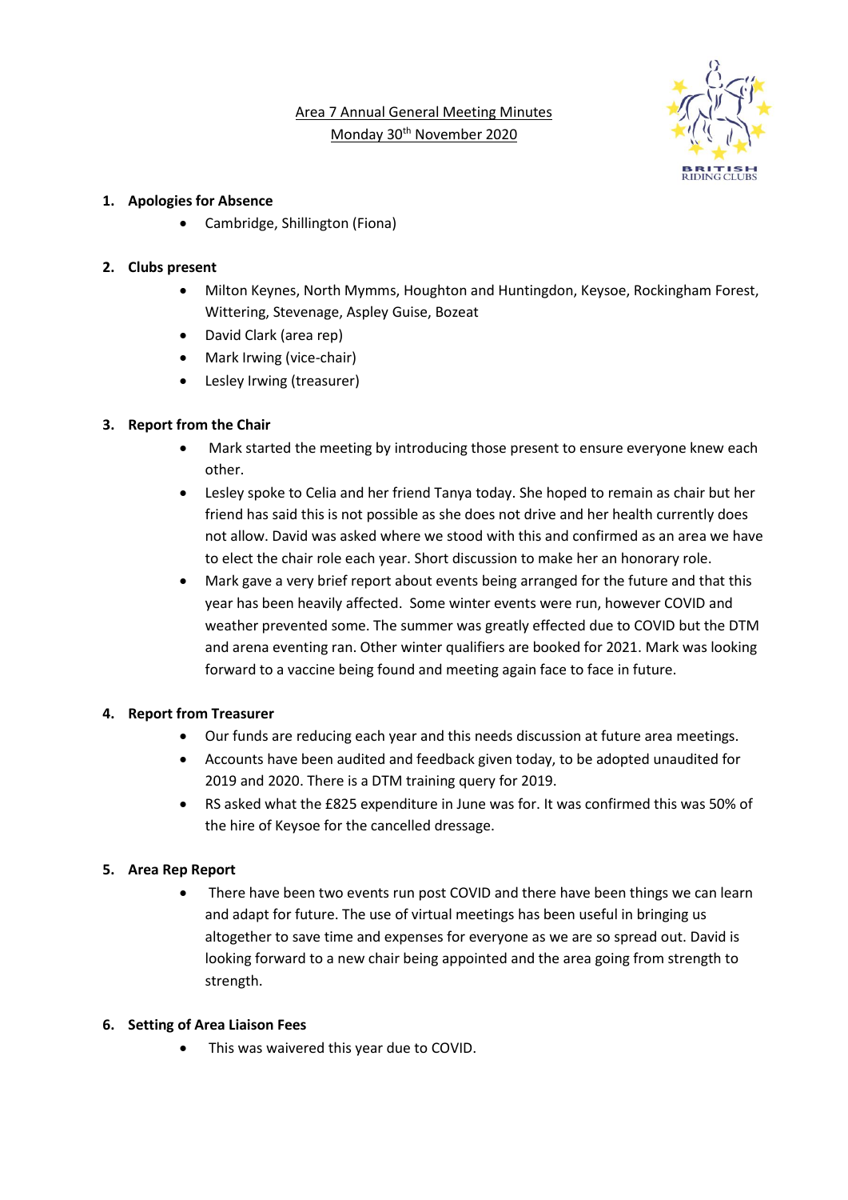Area 7 Annual General Meeting Minutes

Monday 30th November 2020

1. **Apologies for Absence**
    - Cambridge, Shillington (Fiona)

2. **Clubs present**
    - Milton Keynes, North Mymms, Houghton and Huntingdon, Keysoe, Rockingham Forest, Wittering, Stevenage, Aspley Guise, Bozeat
    - David Clark (area rep)
    - Mark Irwing (vice-chair)
    - Lesley Irwing (treasurer)

3. **Report from the Chair**
    - Mark started the meeting by introducing those present to ensure everyone knew each other.
    - Lesley spoke to Celia and her friend Tanya today. She hoped to remain as chair but her friend has said this is not possible as she does not drive and her health currently does not allow. David was asked where we stood with this and confirmed as an area we have to elect the chair role each year. Short discussion to make her an honorary role.
    - Mark gave a very brief report about events being arranged for the future and that this year has been heavily affected. Some winter events were run, however COVID and weather prevented some. The summer was greatly effected due to COVID but the DTM and arena eventing ran. Other winter qualifiers are booked for 2021. Mark was looking forward to a vaccine being found and meeting again face to face in future.

4. **Report from Treasurer**
    - Our funds are reducing each year and this needs discussion at future area meetings.
    - Accounts have been audited and feedback given today, to be adopted unaudited for 2019 and 2020. There is a DTM training query for 2019.
    - RS asked what the £825 expenditure in June was for. It was confirmed this was 50% of the hire of Keysoe for the cancelled dressage.

5. **Area Rep Report**
    - There have been two events run post COVID and there have been things we can learn and adapt for future. The use of virtual meetings has been useful in bringing us altogether to save time and expenses for everyone as we are so spread out. David is looking forward to a new chair being appointed and the area going from strength to strength.

6. **Setting of Area Liaison Fees**
    - This was waivered this year due to COVID.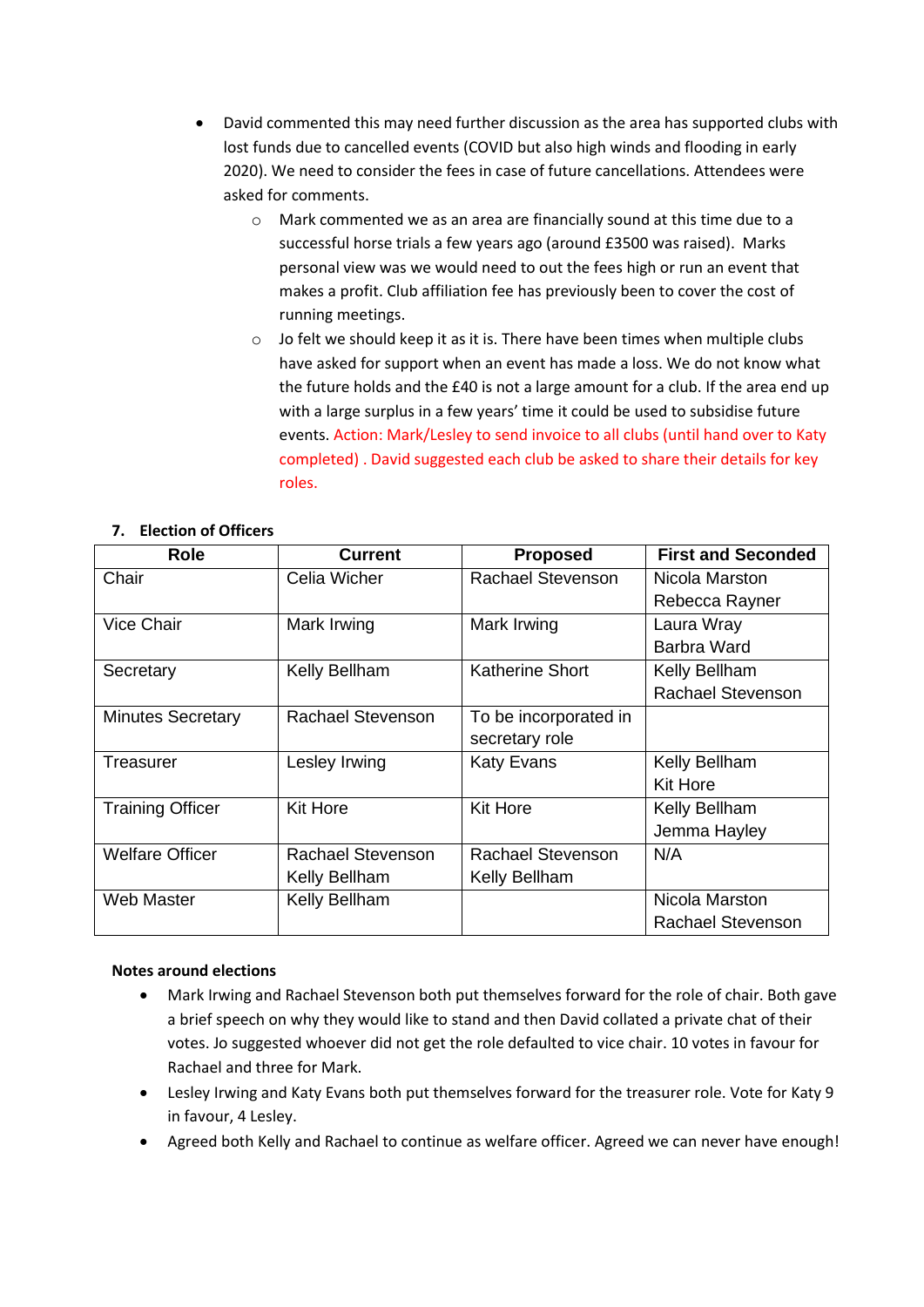- David commented this may need further discussion as the area has supported clubs with lost funds due to cancelled events (COVID but also high winds and flooding in early 2020). We need to consider the fees in case of future cancellations. Attendees were asked for comments.
    - Mark commented we as an area are financially sound at this time due to a successful horse trials a few years ago (around £3500 was raised). Marks personal view was we would need to out the fees high or run an event that makes a profit. Club affiliation fee has previously been to cover the cost of running meetings.
    - Jo felt we should keep it as it is. There have been times when multiple clubs have asked for support when an event has made a loss. We do not know what the future holds and the £40 is not a large amount for a club. If the area end up with a large surplus in a few years' time it could be used to subsidise future events. Action: Mark/Lesley to send invoice to all clubs (until hand over to Katy completed) . David suggested each club be asked to share their details for key roles.

**7. Election of Officers**

| Role | Current | Proposed | First and Seconded |
|---|---|---|---|
| Chair | Celia Wicher | Rachael Stevenson | Nicola Marston<br>Rebecca Rayner |
| Vice Chair | Mark Irwing | Mark Irwing | Laura Wray<br>Barbra Ward |
| Secretary | Kelly Bellham | Katherine Short | Kelly Bellham<br>Rachael Stevenson |
| Minutes Secretary | Rachael Stevenson | To be incorporated in secretary role | |
| Treasurer | Lesley Irwing | Katy Evans | Kelly Bellham<br>Kit Hore |
| Training Officer | Kit Hore | Kit Hore | Kelly Bellham<br>Jemma Hayley |
| Welfare Officer | Rachael Stevenson<br>Kelly Bellham | Rachael Stevenson<br>Kelly Bellham | N/A |
| Web Master | Kelly Bellham | | Nicola Marston<br>Rachael Stevenson |

**Notes around elections**

- Mark Irwing and Rachael Stevenson both put themselves forward for the role of chair. Both gave a brief speech on why they would like to stand and then David collated a private chat of their votes. Jo suggested whoever did not get the role defaulted to vice chair. 10 votes in favour for Rachael and three for Mark.
- Lesley Irwing and Katy Evans both put themselves forward for the treasurer role. Vote for Katy 9 in favour, 4 Lesley.
- Agreed both Kelly and Rachael to continue as welfare officer. Agreed we can never have enough!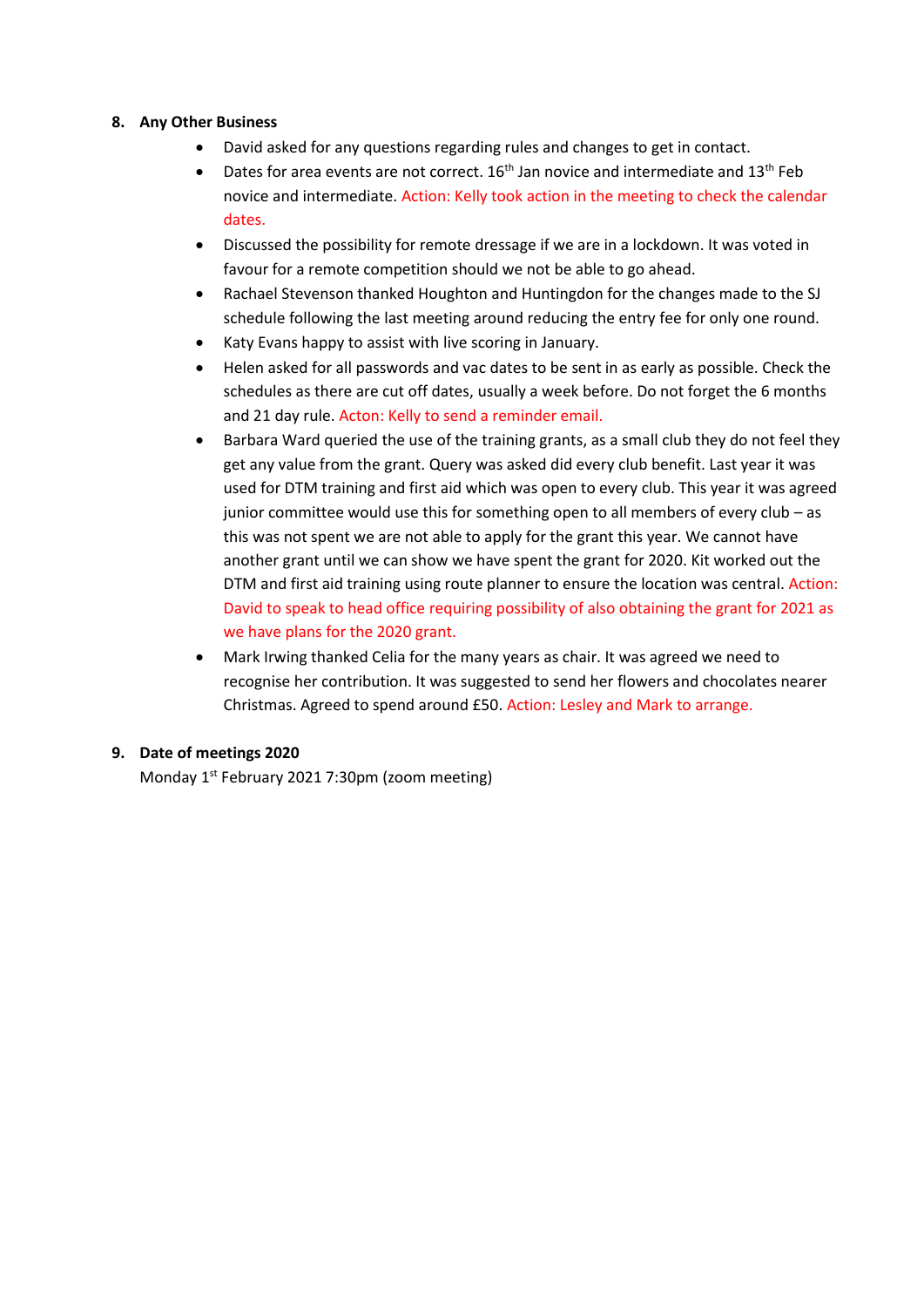8. **Any Other Business**
   - David asked for any questions regarding rules and changes to get in contact.
   - Dates for area events are not correct. 16th Jan novice and intermediate and 13th Feb novice and intermediate. Action: Kelly took action in the meeting to check the calendar dates.
   - Discussed the possibility for remote dressage if we are in a lockdown. It was voted in favour for a remote competition should we not be able to go ahead.
   - Rachael Stevenson thanked Houghton and Huntingdon for the changes made to the SJ schedule following the last meeting around reducing the entry fee for only one round.
   - Katy Evans happy to assist with live scoring in January.
   - Helen asked for all passwords and vac dates to be sent in as early as possible. Check the schedules as there are cut off dates, usually a week before. Do not forget the 6 months and 21 day rule. Acton: Kelly to send a reminder email.
   - Barbara Ward queried the use of the training grants, as a small club they do not feel they get any value from the grant. Query was asked did every club benefit. Last year it was used for DTM training and first aid which was open to every club. This year it was agreed junior committee would use this for something open to all members of every club – as this was not spent we are not able to apply for the grant this year. We cannot have another grant until we can show we have spent the grant for 2020. Kit worked out the DTM and first aid training using route planner to ensure the location was central. Action: David to speak to head office requiring possibility of also obtaining the grant for 2021 as we have plans for the 2020 grant.
   - Mark Irwing thanked Celia for the many years as chair. It was agreed we need to recognise her contribution. It was suggested to send her flowers and chocolates nearer Christmas. Agreed to spend around £50. Action: Lesley and Mark to arrange.

9. **Date of meetings 2020**

   Monday 1st February 2021 7:30pm (zoom meeting)